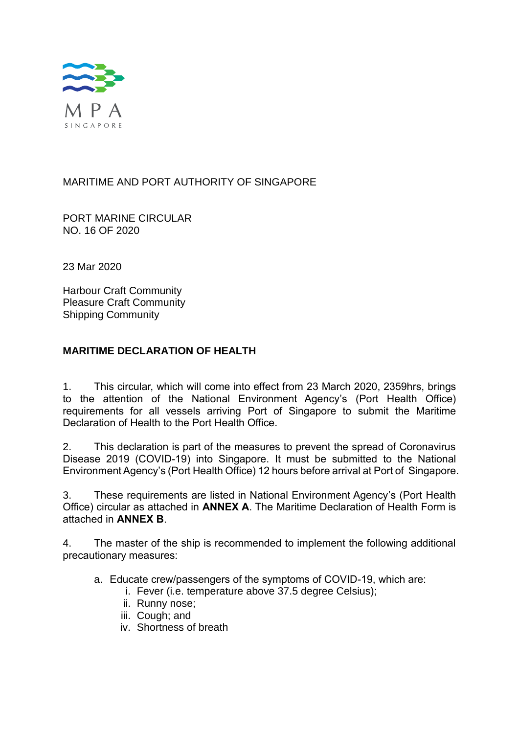MPA SINGAPORE

MARITIME AND PORT AUTHORITY OF SINGAPORE

PORT MARINE CIRCULAR
NO. 16 OF 2020

23 Mar 2020

Harbour Craft Community
Pleasure Craft Community
Shipping Community

**MARITIME DECLARATION OF HEALTH**

1. This circular, which will come into effect from 23 March 2020, 2359hrs, brings to the attention of the National Environment Agency's (Port Health Office) requirements for all vessels arriving Port of Singapore to submit the Maritime Declaration of Health to the Port Health Office.

2. This declaration is part of the measures to prevent the spread of Coronavirus Disease 2019 (COVID-19) into Singapore. It must be submitted to the National Environment Agency's (Port Health Office) 12 hours before arrival at Port of Singapore.

3. These requirements are listed in National Environment Agency's (Port Health Office) circular as attached in **ANNEX A**. The Maritime Declaration of Health Form is attached in **ANNEX B**.

4. The master of the ship is recommended to implement the following additional precautionary measures:

a. Educate crew/passengers of the symptoms of COVID-19, which are:
   i. Fever (i.e. temperature above 37.5 degree Celsius);
   ii. Runny nose;
   iii. Cough; and
   iv. Shortness of breath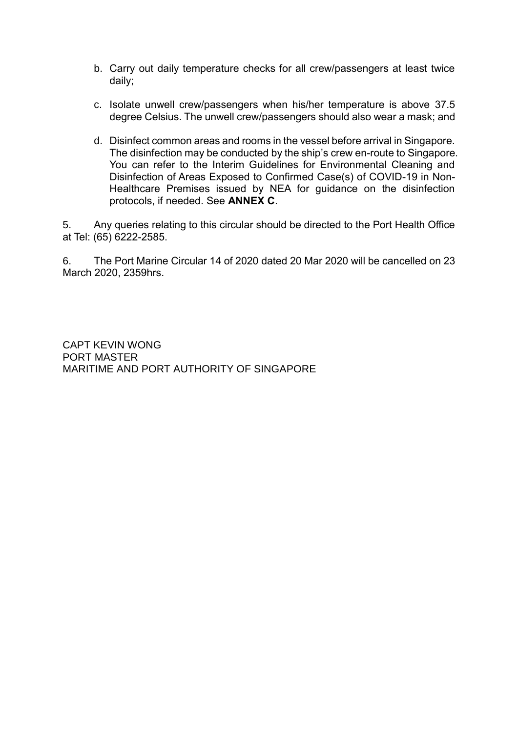b. Carry out daily temperature checks for all crew/passengers at least twice daily;

c. Isolate unwell crew/passengers when his/her temperature is above 37.5 degree Celsius. The unwell crew/passengers should also wear a mask; and

d. Disinfect common areas and rooms in the vessel before arrival in Singapore. The disinfection may be conducted by the ship's crew en-route to Singapore. You can refer to the Interim Guidelines for Environmental Cleaning and Disinfection of Areas Exposed to Confirmed Case(s) of COVID-19 in Non-Healthcare Premises issued by NEA for guidance on the disinfection protocols, if needed. See **ANNEX C**.

5. Any queries relating to this circular should be directed to the Port Health Office at Tel: (65) 6222-2585.

6. The Port Marine Circular 14 of 2020 dated 20 Mar 2020 will be cancelled on 23 March 2020, 2359hrs.

CAPT KEVIN WONG
PORT MASTER
MARITIME AND PORT AUTHORITY OF SINGAPORE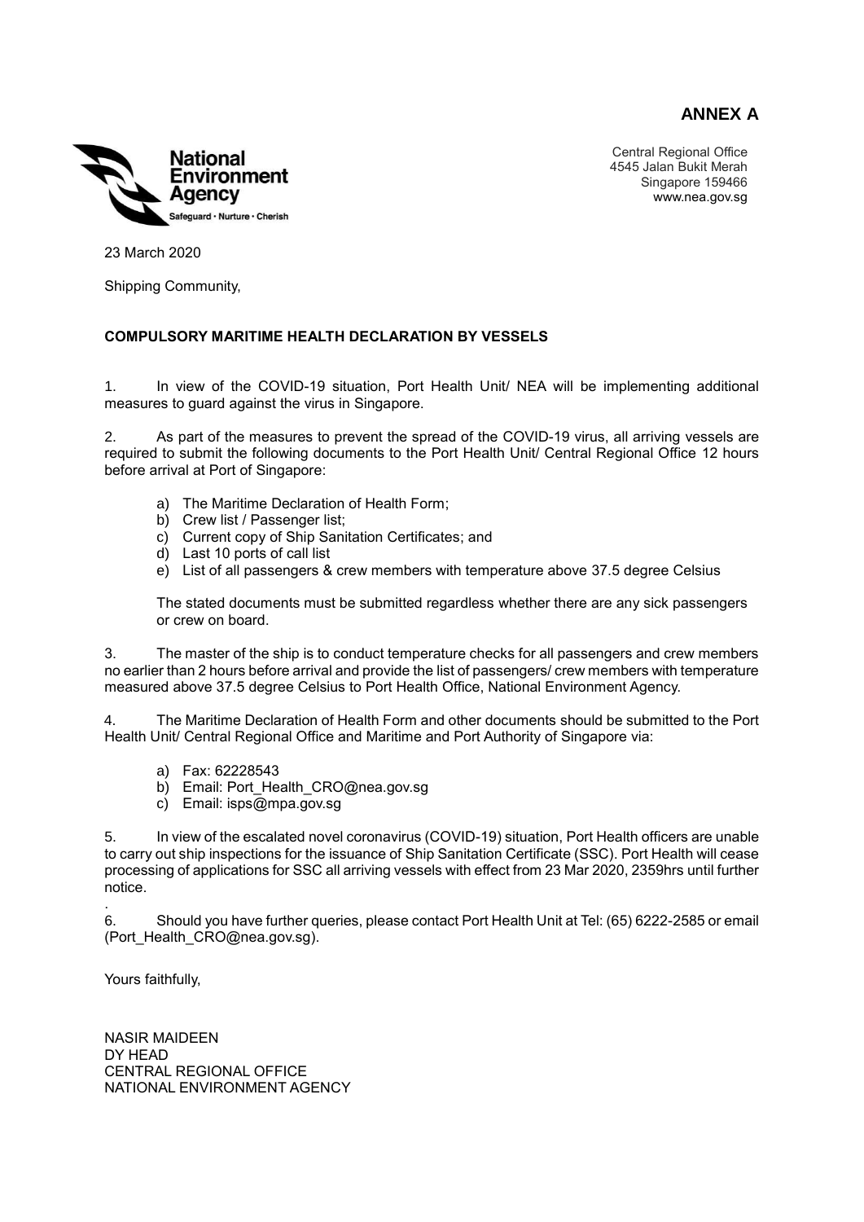**ANNEX A**

**National Environment Agency**
Safeguard • Nurture • Cherish

Central Regional Office
4545 Jalan Bukit Merah
Singapore 159466
www.nea.gov.sg

23 March 2020

Shipping Community,

**COMPULSORY MARITIME HEALTH DECLARATION BY VESSELS**

1. In view of the COVID-19 situation, Port Health Unit/ NEA will be implementing additional measures to guard against the virus in Singapore.

2. As part of the measures to prevent the spread of the COVID-19 virus, all arriving vessels are required to submit the following documents to the Port Health Unit/ Central Regional Office 12 hours before arrival at Port of Singapore:

   a) The Maritime Declaration of Health Form;
   b) Crew list / Passenger list;
   c) Current copy of Ship Sanitation Certificates; and
   d) Last 10 ports of call list
   e) List of all passengers & crew members with temperature above 37.5 degree Celsius

   The stated documents must be submitted regardless whether there are any sick passengers or crew on board.

3. The master of the ship is to conduct temperature checks for all passengers and crew members no earlier than 2 hours before arrival and provide the list of passengers/ crew members with temperature measured above 37.5 degree Celsius to Port Health Office, National Environment Agency.

4. The Maritime Declaration of Health Form and other documents should be submitted to the Port Health Unit/ Central Regional Office and Maritime and Port Authority of Singapore via:

   a) Fax: 62228543
   b) Email: Port_Health_CRO@nea.gov.sg
   c) Email: isps@mpa.gov.sg

5. In view of the escalated novel coronavirus (COVID-19) situation, Port Health officers are unable to carry out ship inspections for the issuance of Ship Sanitation Certificate (SSC). Port Health will cease processing of applications for SSC all arriving vessels with effect from 23 Mar 2020, 2359hrs until further notice.

.
6. Should you have further queries, please contact Port Health Unit at Tel: (65) 6222-2585 or email (Port_Health_CRO@nea.gov.sg).

Yours faithfully,

NASIR MAIDEEN
DY HEAD
CENTRAL REGIONAL OFFICE
NATIONAL ENVIRONMENT AGENCY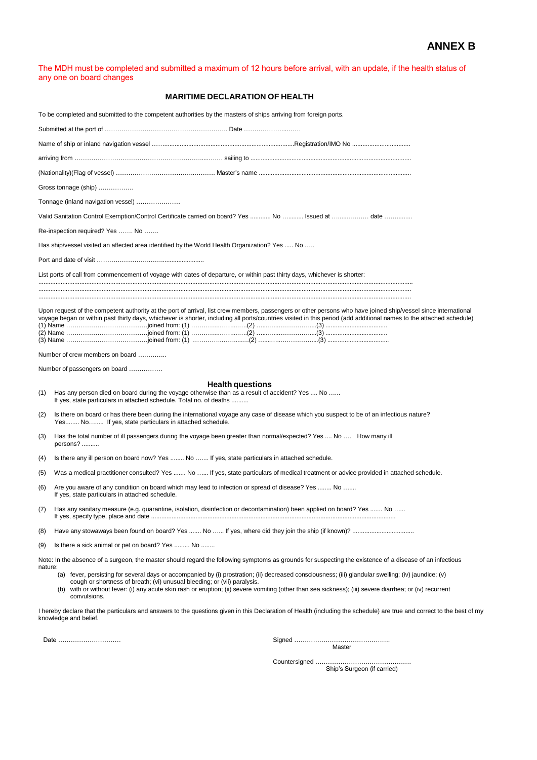# ANNEX B

The MDH must be completed and submitted a maximum of 12 hours before arrival, with an update, if the health status of any one on board changes

## MARITIME DECLARATION OF HEALTH

To be completed and submitted to the competent authorities by the masters of ships arriving from foreign ports.

Submitted at the port of ………………………………………………….. Date …………………..……

Name of ship or inland navigation vessel ……...............................................................................Registration/IMO No ..................................

arriving from …………………………………………………...…… sailing to ............................................................................................

(Nationality)(Flag of vessel) …………………………………..………. Master's name ........................................................................................

Gross tonnage (ship) ……………..

Tonnage (inland navigation vessel) …………………

Valid Sanitation Control Exemption/Control Certificate carried on board? Yes ............ No ............ Issued at …..….……… date ……..........

Re-inspection required? Yes ……. No …….

Has ship/vessel visited an affected area identified by the World Health Organization? Yes ..... No …..

Port and date of visit ……………………………........................

List ports of call from commencement of voyage with dates of departure, or within past thirty days, whichever is shorter:

..........................................................................................................................................................................................................
..........................................................................................................................................................................................................
..........................................................................................................................................................................................................

Upon request of the competent authority at the port of arrival, list crew members, passengers or other persons who have joined ship/vessel since international voyage began or within past thirty days, whichever is shorter, including all ports/countries visited in this period (add additional names to the attached schedule)

(1) Name ………………………………….joined from: (1) ……………………..…..(2) ……..…..……………....(3) ....................................
(2) Name ………………………………….joined from: (1) ……………………..…..(2) ……..…..……………....(3) ....................................
(3) Name ………………………………….joined from: (1) ……………………..…..(2) ……..…..……………....(3) ....................................

Number of crew members on board ………….

Number of passengers on board …………….

### Health questions

(1) Has any person died on board during the voyage otherwise than as a result of accident? Yes .... No …... If yes, state particulars in attached schedule. Total no. of deaths ..........

(2) Is there on board or has there been during the international voyage any case of disease which you suspect to be of an infectious nature? Yes........ No…..... If yes, state particulars in attached schedule.

(3) Has the total number of ill passengers during the voyage been greater than normal/expected? Yes .... No …. How many ill persons? ..........

(4) Is there any ill person on board now? Yes ........ No ……. If yes, state particulars in attached schedule.

(5) Was a medical practitioner consulted? Yes ....... No …... If yes, state particulars of medical treatment or advice provided in attached schedule.

(6) Are you aware of any condition on board which may lead to infection or spread of disease? Yes ........ No ……. If yes, state particulars in attached schedule.

(7) Has any sanitary measure (e.g. quarantine, isolation, disinfection or decontamination) been applied on board? Yes ....... No …... If yes, specify type, place and date .....................................................................................................................................

(8) Have any stowaways been found on board? Yes ....... No …... If yes, where did they join the ship (if known)? ....................................

(9) Is there a sick animal or pet on board? Yes ......... No ........

Note: In the absence of a surgeon, the master should regard the following symptoms as grounds for suspecting the existence of a disease of an infectious nature:

(a) fever, persisting for several days or accompanied by (i) prostration; (ii) decreased consciousness; (iii) glandular swelling; (iv) jaundice; (v) cough or shortness of breath; (vi) unusual bleeding; or (vii) paralysis.
(b) with or without fever: (i) any acute skin rash or eruption; (ii) severe vomiting (other than sea sickness); (iii) severe diarrhea; or (iv) recurrent convulsions.

I hereby declare that the particulars and answers to the questions given in this Declaration of Health (including the schedule) are true and correct to the best of my knowledge and belief.

Date …………………………

Signed ………………………………………. Master

Countersigned ………………………………………. Ship's Surgeon (if carried)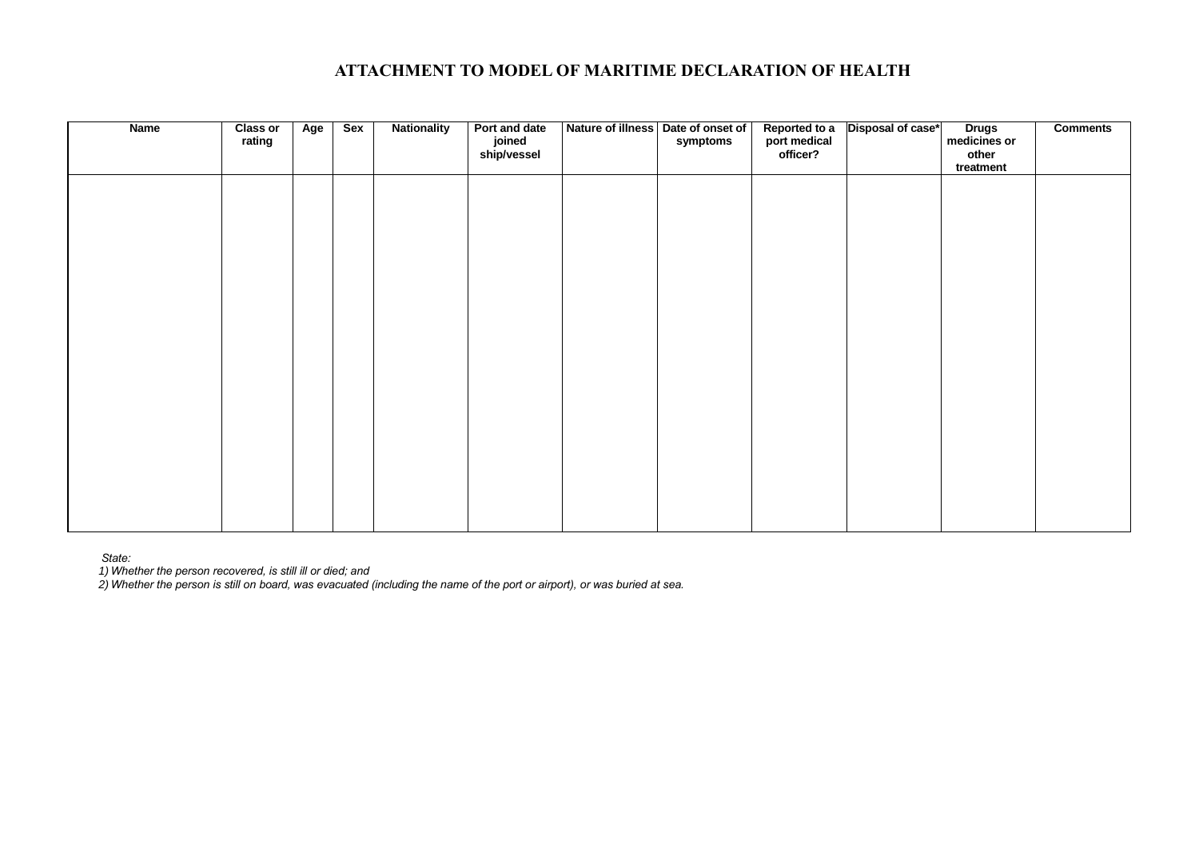# ATTACHMENT TO MODEL OF MARITIME DECLARATION OF HEALTH

| Name | Class or rating | Age | Sex | Nationality | Port and date joined ship/vessel | Nature of illness | Date of onset of symptoms | Reported to a port medical officer? | Disposal of case* | Drugs medicines or other treatment | Comments |
|---|---|---|---|---|---|---|---|---|---|---|---|
| | | | | | | | | | | | |

*State:*

*1) Whether the person recovered, is still ill or died; and*

*2) Whether the person is still on board, was evacuated (including the name of the port or airport), or was buried at sea.*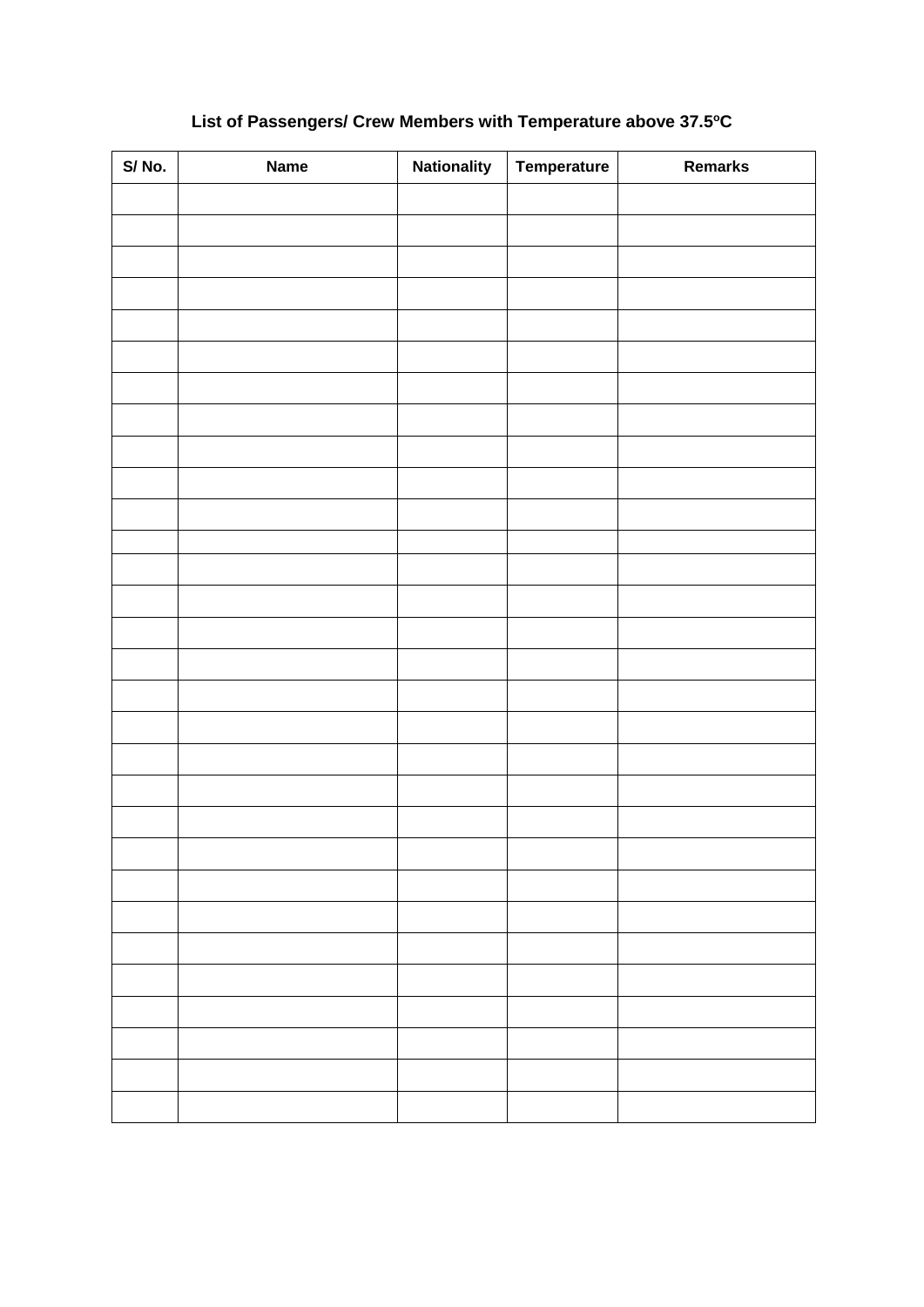## List of Passengers/ Crew Members with Temperature above 37.5ºC

| S/ No. | Name | Nationality | Temperature | Remarks |
|---|---|---|---|---|
| | | | | |
| | | | | |
| | | | | |
| | | | | |
| | | | | |
| | | | | |
| | | | | |
| | | | | |
| | | | | |
| | | | | |
| | | | | |
| | | | | |
| | | | | |
| | | | | |
| | | | | |
| | | | | |
| | | | | |
| | | | | |
| | | | | |
| | | | | |
| | | | | |
| | | | | |
| | | | | |
| | | | | |
| | | | | |
| | | | | |
| | | | | |
| | | | | |
| | | | | |
| | | | | |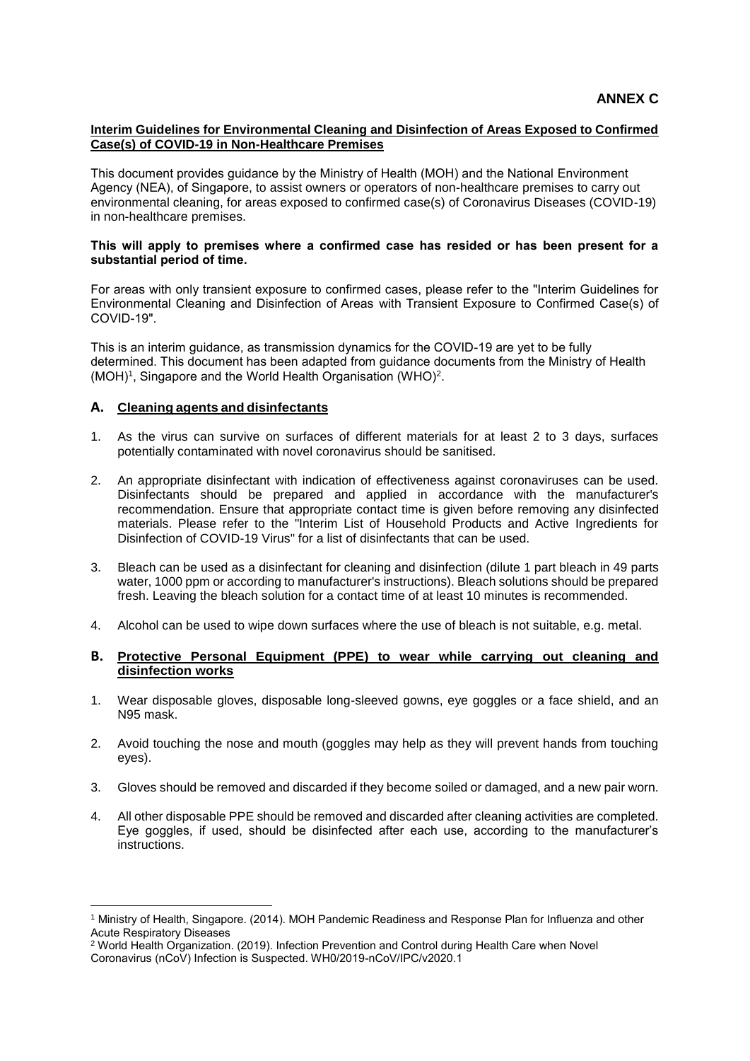**ANNEX C**

**Interim Guidelines for Environmental Cleaning and Disinfection of Areas Exposed to Confirmed Case(s) of COVID-19 in Non-Healthcare Premises**

This document provides guidance by the Ministry of Health (MOH) and the National Environment Agency (NEA), of Singapore, to assist owners or operators of non-healthcare premises to carry out environmental cleaning, for areas exposed to confirmed case(s) of Coronavirus Diseases (COVID-19) in non-healthcare premises.

**This will apply to premises where a confirmed case has resided or has been present for a substantial period of time.**

For areas with only transient exposure to confirmed cases, please refer to the "Interim Guidelines for Environmental Cleaning and Disinfection of Areas with Transient Exposure to Confirmed Case(s) of COVID-19".

This is an interim guidance, as transmission dynamics for the COVID-19 are yet to be fully determined. This document has been adapted from guidance documents from the Ministry of Health (MOH)[1], Singapore and the World Health Organisation (WHO)[2].

## A. Cleaning agents and disinfectants

1. As the virus can survive on surfaces of different materials for at least 2 to 3 days, surfaces potentially contaminated with novel coronavirus should be sanitised.

2. An appropriate disinfectant with indication of effectiveness against coronaviruses can be used. Disinfectants should be prepared and applied in accordance with the manufacturer's recommendation. Ensure that appropriate contact time is given before removing any disinfected materials. Please refer to the "Interim List of Household Products and Active Ingredients for Disinfection of COVID-19 Virus" for a list of disinfectants that can be used.

3. Bleach can be used as a disinfectant for cleaning and disinfection (dilute 1 part bleach in 49 parts water, 1000 ppm or according to manufacturer's instructions). Bleach solutions should be prepared fresh. Leaving the bleach solution for a contact time of at least 10 minutes is recommended.

4. Alcohol can be used to wipe down surfaces where the use of bleach is not suitable, e.g. metal.

## B. Protective Personal Equipment (PPE) to wear while carrying out cleaning and disinfection works

1. Wear disposable gloves, disposable long-sleeved gowns, eye goggles or a face shield, and an N95 mask.

2. Avoid touching the nose and mouth (goggles may help as they will prevent hands from touching eyes).

3. Gloves should be removed and discarded if they become soiled or damaged, and a new pair worn.

4. All other disposable PPE should be removed and discarded after cleaning activities are completed. Eye goggles, if used, should be disinfected after each use, according to the manufacturer's instructions.

---

[1] Ministry of Health, Singapore. (2014). MOH Pandemic Readiness and Response Plan for Influenza and other Acute Respiratory Diseases

[2] World Health Organization. (2019). Infection Prevention and Control during Health Care when Novel Coronavirus (nCoV) Infection is Suspected. WH0/2019-nCoV/IPC/v2020.1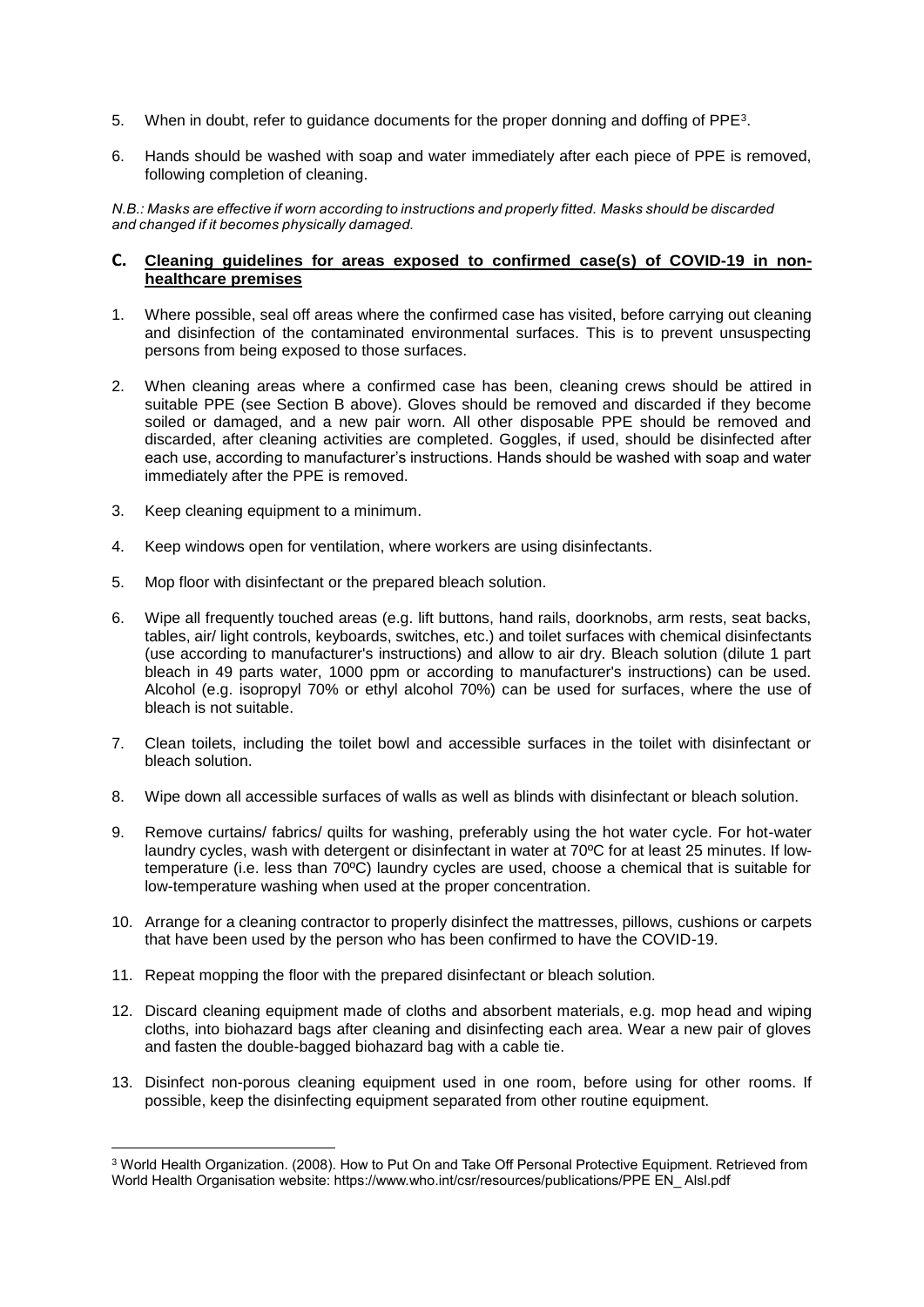5. When in doubt, refer to guidance documents for the proper donning and doffing of PPE[3].

6. Hands should be washed with soap and water immediately after each piece of PPE is removed, following completion of cleaning.

*N.B.: Masks are effective if worn according to instructions and properly fitted. Masks should be discarded and changed if it becomes physically damaged.*

## C. <u>Cleaning guidelines for areas exposed to confirmed case(s) of COVID-19 in non-healthcare premises</u>

1. Where possible, seal off areas where the confirmed case has visited, before carrying out cleaning and disinfection of the contaminated environmental surfaces. This is to prevent unsuspecting persons from being exposed to those surfaces.

2. When cleaning areas where a confirmed case has been, cleaning crews should be attired in suitable PPE (see Section B above). Gloves should be removed and discarded if they become soiled or damaged, and a new pair worn. All other disposable PPE should be removed and discarded, after cleaning activities are completed. Goggles, if used, should be disinfected after each use, according to manufacturer's instructions. Hands should be washed with soap and water immediately after the PPE is removed.

3. Keep cleaning equipment to a minimum.

4. Keep windows open for ventilation, where workers are using disinfectants.

5. Mop floor with disinfectant or the prepared bleach solution.

6. Wipe all frequently touched areas (e.g. lift buttons, hand rails, doorknobs, arm rests, seat backs, tables, air/ light controls, keyboards, switches, etc.) and toilet surfaces with chemical disinfectants (use according to manufacturer's instructions) and allow to air dry. Bleach solution (dilute 1 part bleach in 49 parts water, 1000 ppm or according to manufacturer's instructions) can be used. Alcohol (e.g. isopropyl 70% or ethyl alcohol 70%) can be used for surfaces, where the use of bleach is not suitable.

7. Clean toilets, including the toilet bowl and accessible surfaces in the toilet with disinfectant or bleach solution.

8. Wipe down all accessible surfaces of walls as well as blinds with disinfectant or bleach solution.

9. Remove curtains/ fabrics/ quilts for washing, preferably using the hot water cycle. For hot-water laundry cycles, wash with detergent or disinfectant in water at 70ºC for at least 25 minutes. If low-temperature (i.e. less than 70ºC) laundry cycles are used, choose a chemical that is suitable for low-temperature washing when used at the proper concentration.

10. Arrange for a cleaning contractor to properly disinfect the mattresses, pillows, cushions or carpets that have been used by the person who has been confirmed to have the COVID-19.

11. Repeat mopping the floor with the prepared disinfectant or bleach solution.

12. Discard cleaning equipment made of cloths and absorbent materials, e.g. mop head and wiping cloths, into biohazard bags after cleaning and disinfecting each area. Wear a new pair of gloves and fasten the double-bagged biohazard bag with a cable tie.

13. Disinfect non-porous cleaning equipment used in one room, before using for other rooms. If possible, keep the disinfecting equipment separated from other routine equipment.

---

[3] World Health Organization. (2008). How to Put On and Take Off Personal Protective Equipment. Retrieved from World Health Organisation website: https://www.who.int/csr/resources/publications/PPE EN_ Alsl.pdf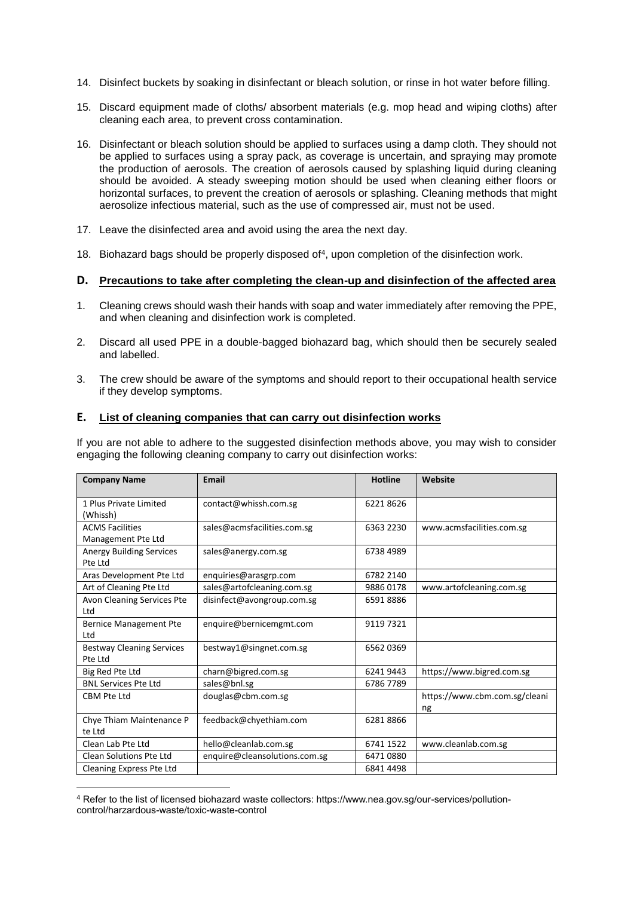14. Disinfect buckets by soaking in disinfectant or bleach solution, or rinse in hot water before filling.

15. Discard equipment made of cloths/ absorbent materials (e.g. mop head and wiping cloths) after cleaning each area, to prevent cross contamination.

16. Disinfectant or bleach solution should be applied to surfaces using a damp cloth. They should not be applied to surfaces using a spray pack, as coverage is uncertain, and spraying may promote the production of aerosols. The creation of aerosols caused by splashing liquid during cleaning should be avoided. A steady sweeping motion should be used when cleaning either floors or horizontal surfaces, to prevent the creation of aerosols or splashing. Cleaning methods that might aerosolize infectious material, such as the use of compressed air, must not be used.

17. Leave the disinfected area and avoid using the area the next day.

18. Biohazard bags should be properly disposed of[4], upon completion of the disinfection work.

## D. Precautions to take after completing the clean-up and disinfection of the affected area

1. Cleaning crews should wash their hands with soap and water immediately after removing the PPE, and when cleaning and disinfection work is completed.

2. Discard all used PPE in a double-bagged biohazard bag, which should then be securely sealed and labelled.

3. The crew should be aware of the symptoms and should report to their occupational health service if they develop symptoms.

## E. List of cleaning companies that can carry out disinfection works

If you are not able to adhere to the suggested disinfection methods above, you may wish to consider engaging the following cleaning company to carry out disinfection works:

| Company Name | Email | Hotline | Website |
|---|---|---|---|
| 1 Plus Private Limited (Whissh) | contact@whissh.com.sg | 6221 8626 | |
| ACMS Facilities Management Pte Ltd | sales@acmsfacilities.com.sg | 6363 2230 | www.acmsfacilities.com.sg |
| Anergy Building Services Pte Ltd | sales@anergy.com.sg | 6738 4989 | |
| Aras Development Pte Ltd | enquiries@arasgrp.com | 6782 2140 | |
| Art of Cleaning Pte Ltd | sales@artofcleaning.com.sg | 9886 0178 | www.artofcleaning.com.sg |
| Avon Cleaning Services Pte Ltd | disinfect@avongroup.com.sg | 6591 8886 | |
| Bernice Management Pte Ltd | enquire@bernicemgmt.com | 9119 7321 | |
| Bestway Cleaning Services Pte Ltd | bestway1@singnet.com.sg | 6562 0369 | |
| Big Red Pte Ltd | charn@bigred.com.sg | 6241 9443 | https://www.bigred.com.sg |
| BNL Services Pte Ltd | sales@bnl.sg | 6786 7789 | |
| CBM Pte Ltd | douglas@cbm.com.sg | | https://www.cbm.com.sg/cleaning |
| Chye Thiam Maintenance Pte Ltd | feedback@chyethiam.com | 6281 8866 | |
| Clean Lab Pte Ltd | hello@cleanlab.com.sg | 6741 1522 | www.cleanlab.com.sg |
| Clean Solutions Pte Ltd | enquire@cleansolutions.com.sg | 6471 0880 | |
| Cleaning Express Pte Ltd | | 6841 4498 | |

[4] Refer to the list of licensed biohazard waste collectors: https://www.nea.gov.sg/our-services/pollution-control/harzardous-waste/toxic-waste-control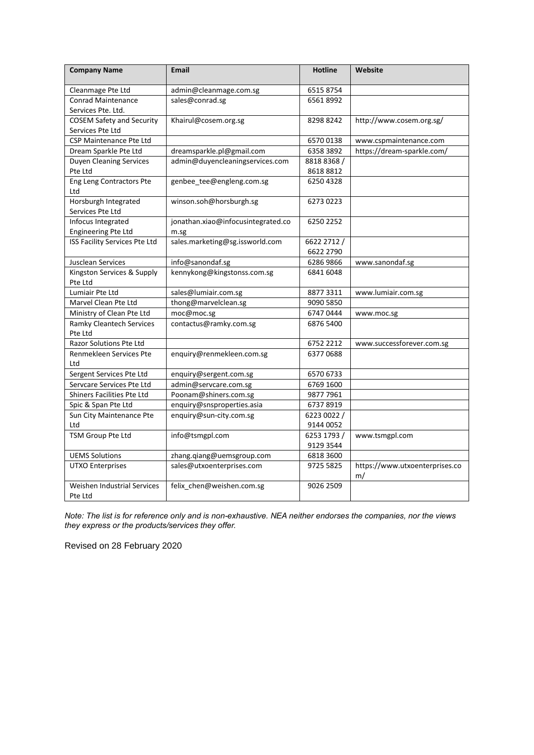| Company Name | Email | Hotline | Website |
| --- | --- | --- | --- |
| Cleanmage Pte Ltd | admin@cleanmage.com.sg | 6515 8754 | |
| Conrad Maintenance Services Pte. Ltd. | sales@conrad.sg | 6561 8992 | |
| COSEM Safety and Security Services Pte Ltd | Khairul@cosem.org.sg | 8298 8242 | http://www.cosem.org.sg/ |
| CSP Maintenance Pte Ltd | | 6570 0138 | www.cspmaintenance.com |
| Dream Sparkle Pte Ltd | dreamsparkle.pl@gmail.com | 6358 3892 | https://dream-sparkle.com/ |
| Duyen Cleaning Services Pte Ltd | admin@duyencleaningservices.com | 8818 8368 / 8618 8812 | |
| Eng Leng Contractors Pte Ltd | genbee_tee@engleng.com.sg | 6250 4328 | |
| Horsburgh Integrated Services Pte Ltd | winson.soh@horsburgh.sg | 6273 0223 | |
| Infocus Integrated Engineering Pte Ltd | jonathan.xiao@infocusintegrated.com.sg | 6250 2252 | |
| ISS Facility Services Pte Ltd | sales.marketing@sg.issworld.com | 6622 2712 / 6622 2790 | |
| Jusclean Services | info@sanondaf.sg | 6286 9866 | www.sanondaf.sg |
| Kingston Services & Supply Pte Ltd | kennykong@kingstonss.com.sg | 6841 6048 | |
| Lumiair Pte Ltd | sales@lumiair.com.sg | 8877 3311 | www.lumiair.com.sg |
| Marvel Clean Pte Ltd | thong@marvelclean.sg | 9090 5850 | |
| Ministry of Clean Pte Ltd | moc@moc.sg | 6747 0444 | www.moc.sg |
| Ramky Cleantech Services Pte Ltd | contactus@ramky.com.sg | 6876 5400 | |
| Razor Solutions Pte Ltd | | 6752 2212 | www.successforever.com.sg |
| Renmekleen Services Pte Ltd | enquiry@renmekleen.com.sg | 6377 0688 | |
| Sergent Services Pte Ltd | enquiry@sergent.com.sg | 6570 6733 | |
| Servcare Services Pte Ltd | admin@servcare.com.sg | 6769 1600 | |
| Shiners Facilities Pte Ltd | Poonam@shiners.com.sg | 9877 7961 | |
| Spic & Span Pte Ltd | enquiry@snsproperties.asia | 6737 8919 | |
| Sun City Maintenance Pte Ltd | enquiry@sun-city.com.sg | 6223 0022 / 9144 0052 | |
| TSM Group Pte Ltd | info@tsmgpl.com | 6253 1793 / 9129 3544 | www.tsmgpl.com |
| UEMS Solutions | zhang.qiang@uemsgroup.com | 6818 3600 | |
| UTXO Enterprises | sales@utxoenterprises.com | 9725 5825 | https://www.utxoenterprises.com/ |
| Weishen Industrial Services Pte Ltd | felix_chen@weishen.com.sg | 9026 2509 | |

*Note: The list is for reference only and is non-exhaustive. NEA neither endorses the companies, nor the views they express or the products/services they offer.*

Revised on 28 February 2020